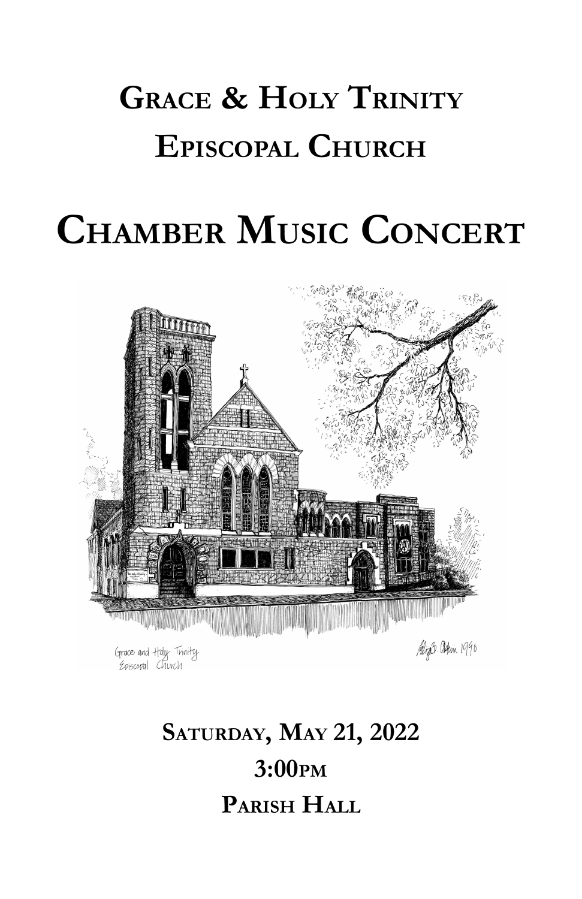# Grace & Holy Trinity Episcopal Church

# Chamber Music Concert

**Saturday, May 21, 2022**

**3:00pm**

**Parish Hall**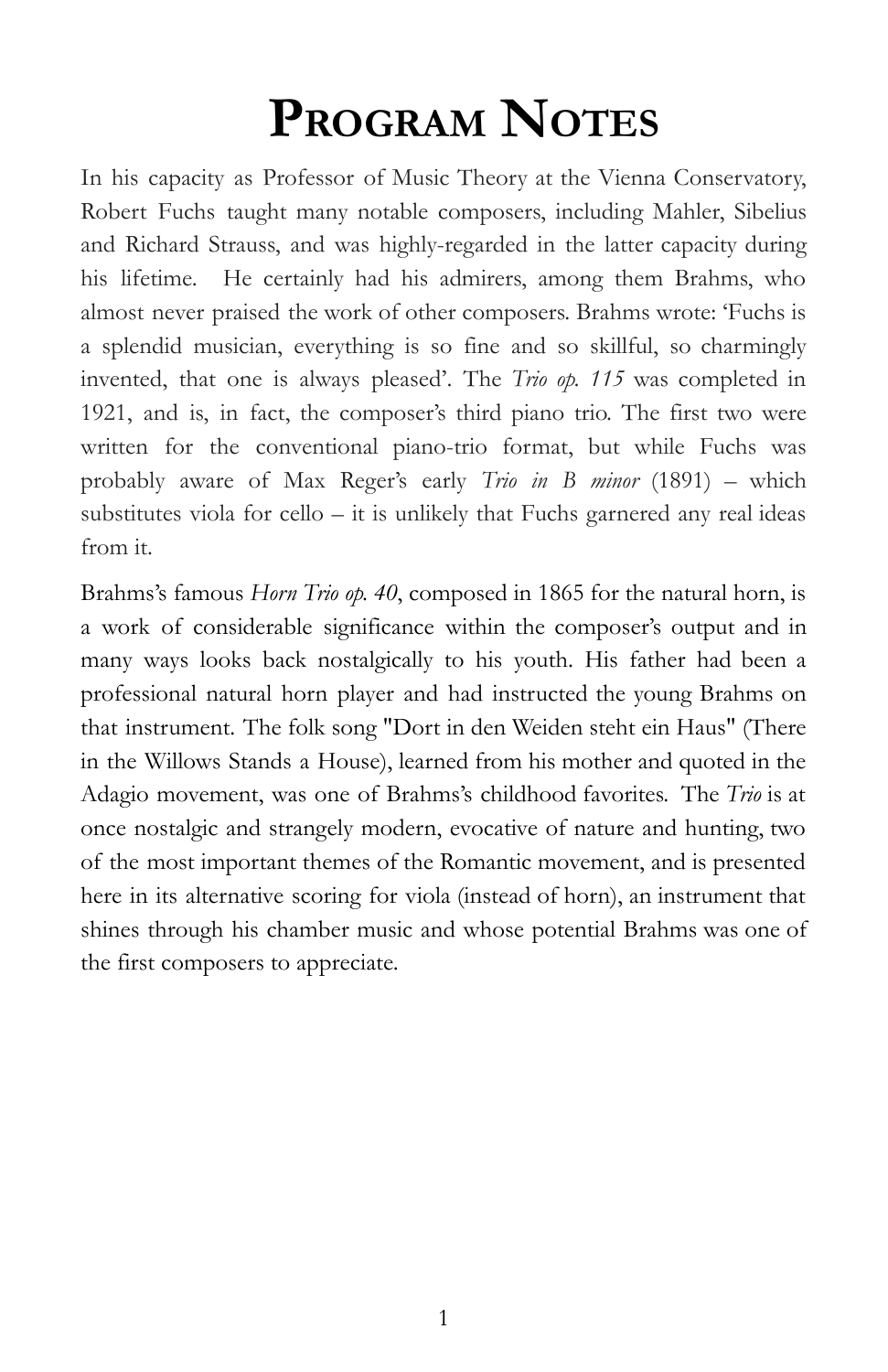# PROGRAM NOTES

In his capacity as Professor of Music Theory at the Vienna Conservatory, Robert Fuchs taught many notable composers, including Mahler, Sibelius and Richard Strauss, and was highly-regarded in the latter capacity during his lifetime. He certainly had his admirers, among them Brahms, who almost never praised the work of other composers. Brahms wrote: 'Fuchs is a splendid musician, everything is so fine and so skillful, so charmingly invented, that one is always pleased'. The *Trio op. 115* was completed in 1921, and is, in fact, the composer's third piano trio. The first two were written for the conventional piano-trio format, but while Fuchs was probably aware of Max Reger's early *Trio in B minor* (1891) – which substitutes viola for cello – it is unlikely that Fuchs garnered any real ideas from it.

Brahms's famous *Horn Trio op. 40*, composed in 1865 for the natural horn, is a work of considerable significance within the composer's output and in many ways looks back nostalgically to his youth. His father had been a professional natural horn player and had instructed the young Brahms on that instrument. The folk song "Dort in den Weiden steht ein Haus" (There in the Willows Stands a House), learned from his mother and quoted in the Adagio movement, was one of Brahms's childhood favorites. The *Trio* is at once nostalgic and strangely modern, evocative of nature and hunting, two of the most important themes of the Romantic movement, and is presented here in its alternative scoring for viola (instead of horn), an instrument that shines through his chamber music and whose potential Brahms was one of the first composers to appreciate.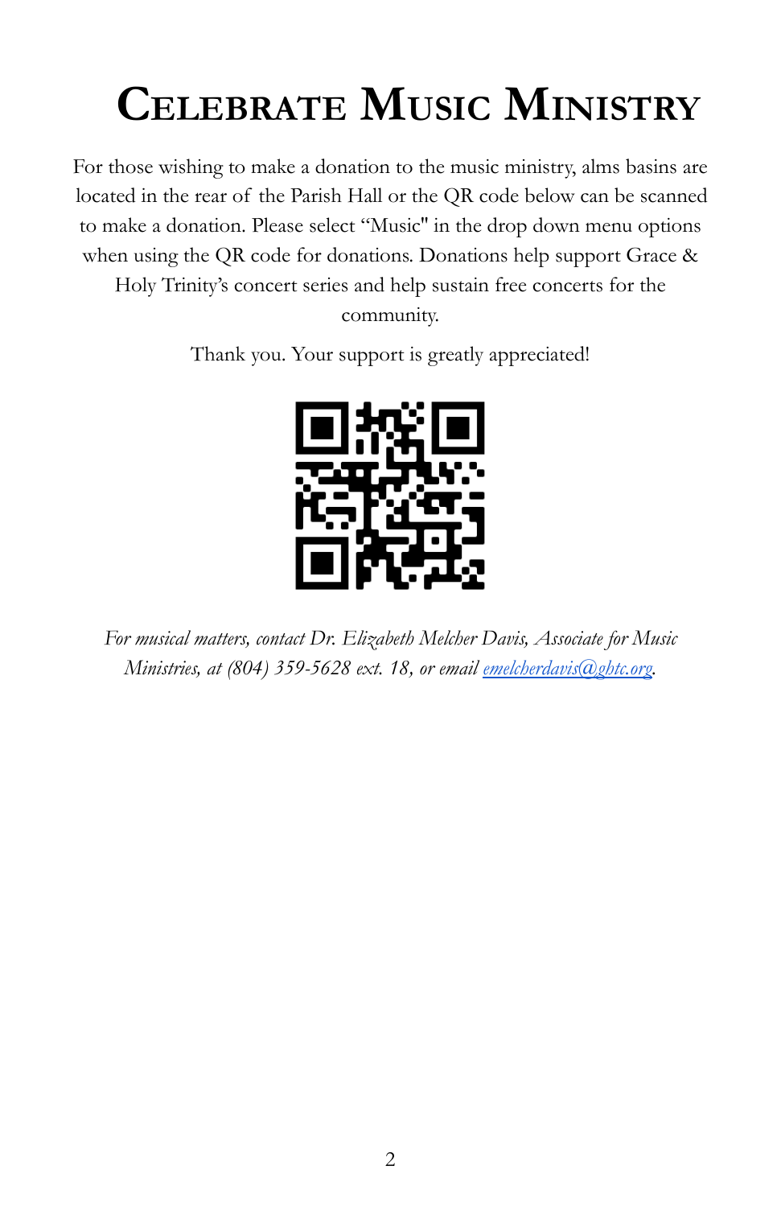# Celebrate Music Ministry

For those wishing to make a donation to the music ministry, alms basins are located in the rear of the Parish Hall or the QR code below can be scanned to make a donation. Please select "Music" in the drop down menu options when using the QR code for donations. Donations help support Grace & Holy Trinity's concert series and help sustain free concerts for the community.

Thank you. Your support is greatly appreciated!

*For musical matters, contact Dr. Elizabeth Melcher Davis, Associate for Music Ministries, at (804) 359-5628 ext. 18, or email emelcherdavis@ghtc.org.*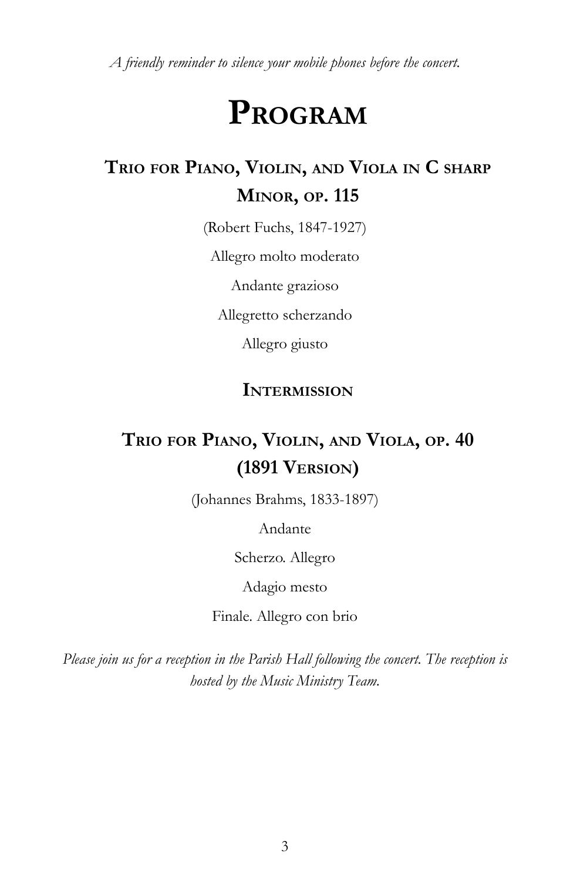*A friendly reminder to silence your mobile phones before the concert.*

# Program

## Trio for Piano, Violin, and Viola in C sharp Minor, op. 115

(Robert Fuchs, 1847-1927)

Allegro molto moderato

Andante grazioso

Allegretto scherzando

Allegro giusto

### Intermission

## Trio for Piano, Violin, and Viola, op. 40 (1891 Version)

(Johannes Brahms, 1833-1897)

Andante

Scherzo. Allegro

Adagio mesto

Finale. Allegro con brio

*Please join us for a reception in the Parish Hall following the concert. The reception is hosted by the Music Ministry Team.*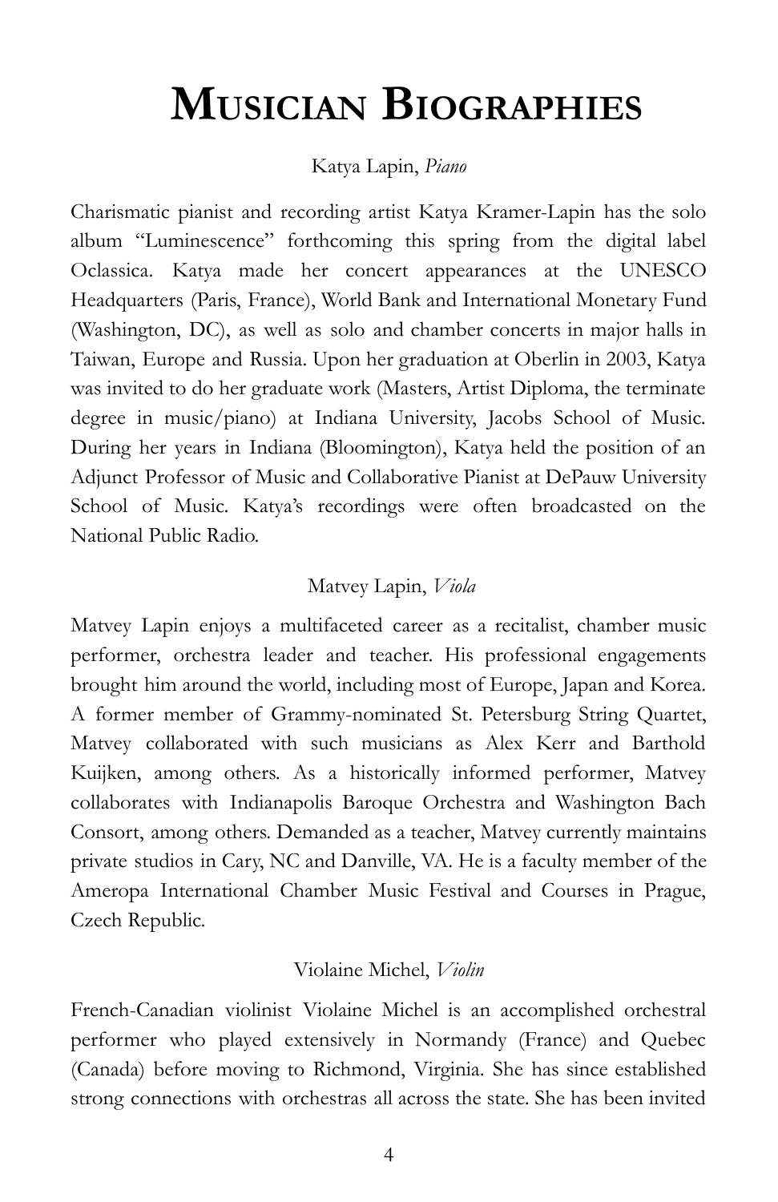# Musician Biographies

Katya Lapin, *Piano*

Charismatic pianist and recording artist Katya Kramer-Lapin has the solo album "Luminescence" forthcoming this spring from the digital label Oclassica. Katya made her concert appearances at the UNESCO Headquarters (Paris, France), World Bank and International Monetary Fund (Washington, DC), as well as solo and chamber concerts in major halls in Taiwan, Europe and Russia. Upon her graduation at Oberlin in 2003, Katya was invited to do her graduate work (Masters, Artist Diploma, the terminate degree in music/piano) at Indiana University, Jacobs School of Music. During her years in Indiana (Bloomington), Katya held the position of an Adjunct Professor of Music and Collaborative Pianist at DePauw University School of Music. Katya's recordings were often broadcasted on the National Public Radio.

Matvey Lapin, *Viola*

Matvey Lapin enjoys a multifaceted career as a recitalist, chamber music performer, orchestra leader and teacher. His professional engagements brought him around the world, including most of Europe, Japan and Korea. A former member of Grammy-nominated St. Petersburg String Quartet, Matvey collaborated with such musicians as Alex Kerr and Barthold Kuijken, among others. As a historically informed performer, Matvey collaborates with Indianapolis Baroque Orchestra and Washington Bach Consort, among others. Demanded as a teacher, Matvey currently maintains private studios in Cary, NC and Danville, VA. He is a faculty member of the Ameropa International Chamber Music Festival and Courses in Prague, Czech Republic.

Violaine Michel, *Violin*

French-Canadian violinist Violaine Michel is an accomplished orchestral performer who played extensively in Normandy (France) and Quebec (Canada) before moving to Richmond, Virginia. She has since established strong connections with orchestras all across the state. She has been invited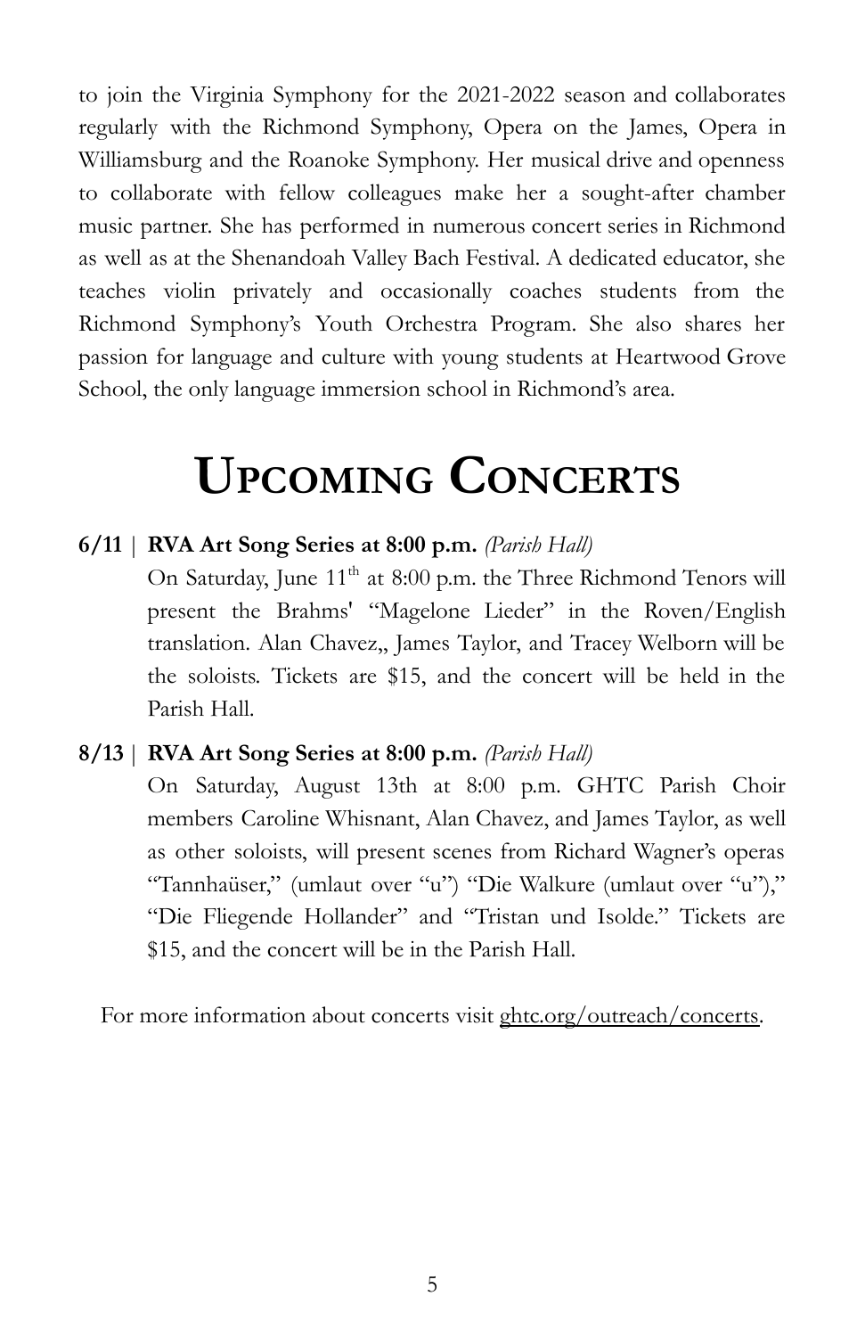to join the Virginia Symphony for the 2021-2022 season and collaborates regularly with the Richmond Symphony, Opera on the James, Opera in Williamsburg and the Roanoke Symphony. Her musical drive and openness to collaborate with fellow colleagues make her a sought-after chamber music partner. She has performed in numerous concert series in Richmond as well as at the Shenandoah Valley Bach Festival. A dedicated educator, she teaches violin privately and occasionally coaches students from the Richmond Symphony's Youth Orchestra Program. She also shares her passion for language and culture with young students at Heartwood Grove School, the only language immersion school in Richmond's area.

# Upcoming Concerts

**6/11 | RVA Art Song Series at 8:00 p.m.** *(Parish Hall)*

On Saturday, June 11th at 8:00 p.m. the Three Richmond Tenors will present the Brahms' "Magelone Lieder" in the Roven/English translation. Alan Chavez,, James Taylor, and Tracey Welborn will be the soloists. Tickets are $15, and the concert will be held in the Parish Hall.

**8/13 | RVA Art Song Series at 8:00 p.m.** *(Parish Hall)*

On Saturday, August 13th at 8:00 p.m. GHTC Parish Choir members Caroline Whisnant, Alan Chavez, and James Taylor, as well as other soloists, will present scenes from Richard Wagner's operas "Tannhaüser," (umlaut over "u") "Die Walkure (umlaut over "u")," "Die Fliegende Hollander" and "Tristan und Isolde." Tickets are $15, and the concert will be in the Parish Hall.

For more information about concerts visit ghtc.org/outreach/concerts.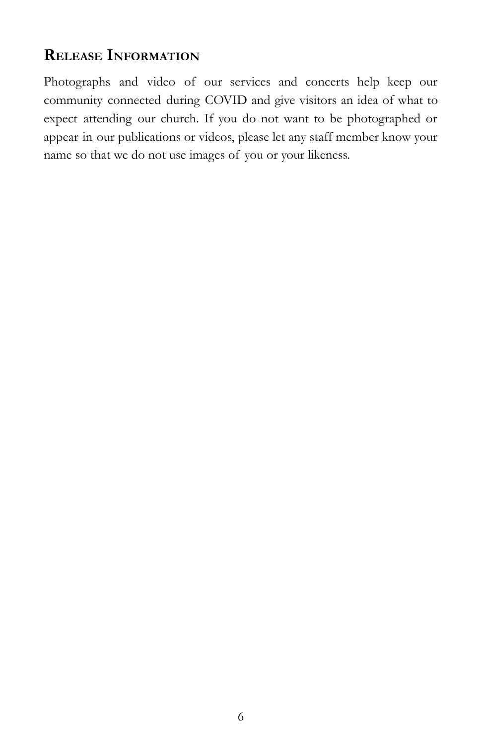## Release Information

Photographs and video of our services and concerts help keep our community connected during COVID and give visitors an idea of what to expect attending our church. If you do not want to be photographed or appear in our publications or videos, please let any staff member know your name so that we do not use images of you or your likeness.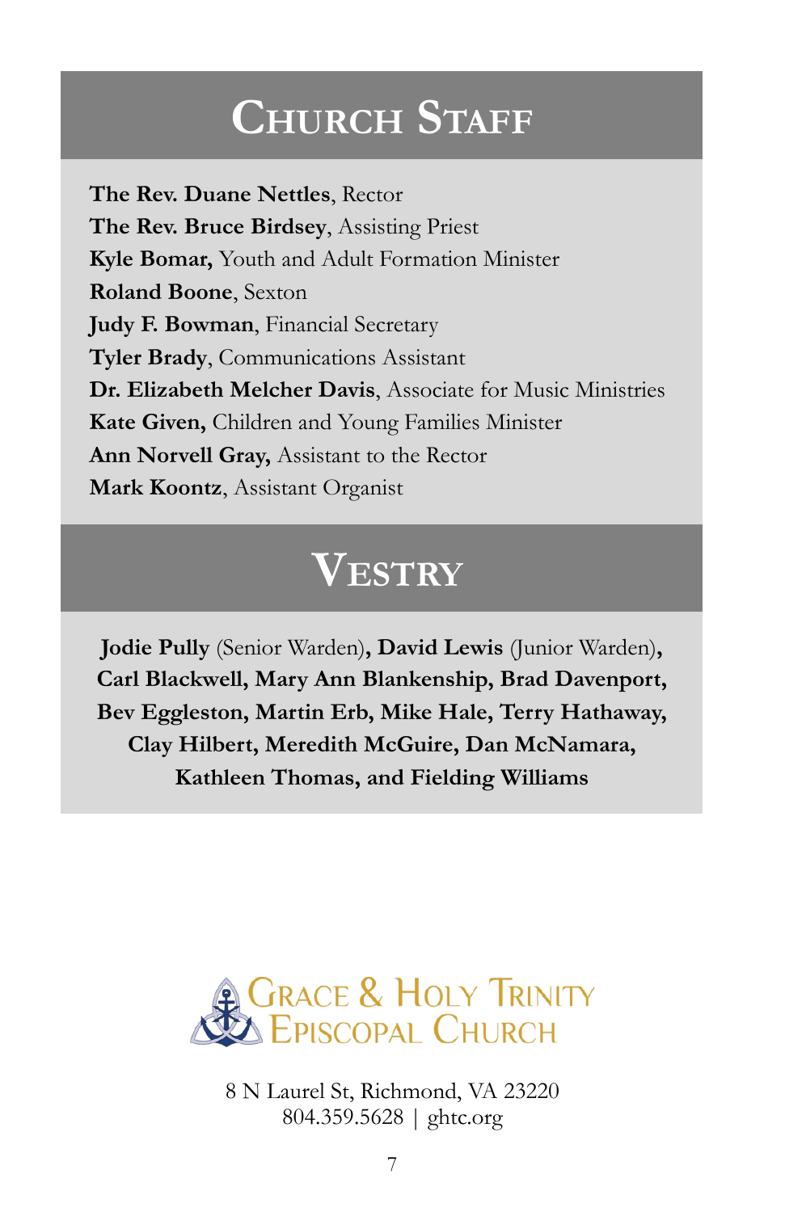# Church Staff

**The Rev. Duane Nettles**, Rector
**The Rev. Bruce Birdsey**, Assisting Priest
**Kyle Bomar,** Youth and Adult Formation Minister
**Roland Boone**, Sexton
**Judy F. Bowman**, Financial Secretary
**Tyler Brady**, Communications Assistant
**Dr. Elizabeth Melcher Davis**, Associate for Music Ministries
**Kate Given,** Children and Young Families Minister
**Ann Norvell Gray,** Assistant to the Rector
**Mark Koontz**, Assistant Organist

# Vestry

**Jodie Pully** (Senior Warden)**, David Lewis** (Junior Warden)**, Carl Blackwell, Mary Ann Blankenship, Brad Davenport, Bev Eggleston, Martin Erb, Mike Hale, Terry Hathaway, Clay Hilbert, Meredith McGuire, Dan McNamara, Kathleen Thomas, and Fielding Williams**

Grace & Holy Trinity Episcopal Church

8 N Laurel St, Richmond, VA 23220
804.359.5628 | ghtc.org